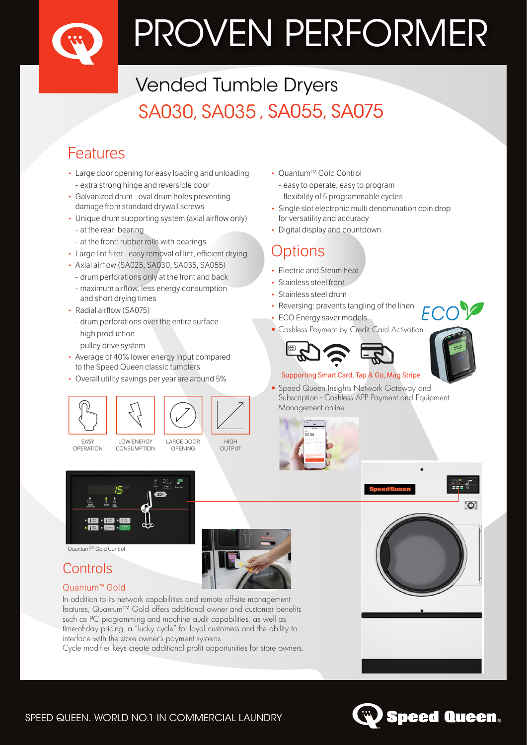# PROVEN PERFORMER

## Vended Tumble Dryers

## SA030, SA035 , SA055, SA075

## Features

- Large door opening for easy loading and unloading
  - extra strong hinge and reversible door
- Galvanized drum - oval drum holes preventing damage from standard drywall screws
- Unique drum supporting system (axial airflow only)
  - at the rear: bearing
  - at the front: rubber rolls with bearings
- Large lint filter - easy removal of lint, efficient drying
- Axial airflow (SA025, SA030, SA035, SA055)
  - drum perforations only at the front and back
  - maximum airflow, less energy consumption and short drying times
- Radial airflow (SA075)
  - drum perforations over the entire surface
  - high production
  - pulley drive system
- Average of 40% lower energy input compared to the Speed Queen classic tumblers
- Overall utility savings per year are around 5%

EASY OPERATION | LOW ENERGY CONSUMPTION | LARGE DOOR OPENING | HIGH OUTPUT

- Quantum™ Gold Control
  - easy to operate, easy to program
  - flexibility of 5 programmable cycles
- Single slot electronic multi denomination coin drop for versatility and accuracy
- Digital display and countdown

## Options

- Electric and Steam heat
- Stainless steel front
- Stainless steel drum
- Reversing: prevents tangling of the linen
- ECO Energy saver models
- Cashless Payment by Credit Card Activation

Supporting Smart Card, Tap & Go, Mag Stripe

- Speed Queen Insights Network Gateway and Subscription - Cashless APP Payment and Equipment Management online.

Quantum™ Gold Control

## Controls

### Quantum™ Gold

In addition to its network capabilities and remote off-site management features, Quantum™ Gold offers additional owner and customer benefits such as PC programming and machine audit capabilities, as well as time-of-day pricing, a "lucky cycle" for loyal customers and the ability to interface with the store owner's payment systems.
Cycle modifier keys create additional profit opportunities for store owners.

SPEED QUEEN. WORLD NO.1 IN COMMERCIAL LAUNDRY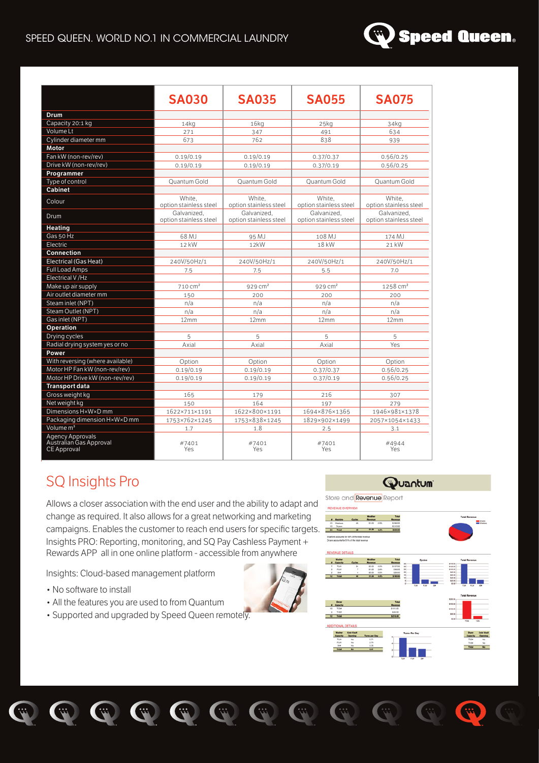SPEED QUEEN. WORLD NO.1 IN COMMERCIAL LAUNDRY

| | SA030 | SA035 | SA055 | SA075 |
|---|---|---|---|---|
| **Drum** | | | | |
| Capacity 20:1 kg | 14kg | 16kg | 25kg | 34kg |
| Volume Lt | 271 | 347 | 491 | 634 |
| Cylinder diameter mm | 673 | 762 | 838 | 939 |
| **Motor** | | | | |
| Fan kW (non-rev/rev) | 0.19/0.19 | 0.19/0.19 | 0.37/0.37 | 0.56/0.25 |
| Drive kW (non-rev/rev) | 0.19/0.19 | 0.19/0.19 | 0.37/0.19 | 0.56/0.25 |
| **Programmer** | | | | |
| Type of control | Quantum Gold | Quantum Gold | Quantum Gold | Quantum Gold |
| **Cabinet** | | | | |
| Colour | White, option stainless steel | White, option stainless steel | White, option stainless steel | White, option stainless steel |
| Drum | Galvanized, option stainless steel | Galvanized, option stainless steel | Galvanized, option stainless steel | Galvanized, option stainless steel |
| **Heating** | | | | |
| Gas 50 Hz | 68 MJ | 95 MJ | 108 MJ | 174 MJ |
| Electric | 12 kW | 12kW | 18 kW | 21 kW |
| **Connection** | | | | |
| Electrical (Gas Heat) | 240V/50Hz/1 | 240V/50Hz/1 | 240V/50Hz/1 | 240V/50Hz/1 |
| Full Load Amps | 7.5 | 7.5 | 5.5 | 7.0 |
| Electrical V /Hz | | | | |
| Make up air supply | 710 cm² | 929 cm² | 929 cm² | 1258 cm² |
| Air outlet diameter mm | 150 | 200 | 200 | 200 |
| Steam inlet (NPT) | n/a | n/a | n/a | n/a |
| Steam Outlet (NPT) | n/a | n/a | n/a | n/a |
| Gas inlet (NPT) | 12mm | 12mm | 12mm | 12mm |
| **Operation** | | | | |
| Drying cycles | 5 | 5 | 5 | 5 |
| Radial drying system yes or no | Axial | Axial | Axial | Yes |
| **Power** | | | | |
| With reversing (where available) | Option | Option | Option | Option |
| Motor HP Fan kW (non-rev/rev) | 0.19/0.19 | 0.19/0.19 | 0.37/0.37 | 0.56/0.25 |
| Motor HP Drive kW (non-rev/rev) | 0.19/0.19 | 0.19/0.19 | 0.37/0.19 | 0.56/0.25 |
| **Transport data** | | | | |
| Gross weight kg | 165 | 179 | 216 | 307 |
| Net weight kg | 150 | 164 | 197 | 279 |
| Dimensions H×W×D mm | 1622×711×1191 | 1622×800×1191 | 1694×876×1365 | 1946×981×1378 |
| Packaging dimension H×W×D mm | 1753×762×1245 | 1753×838×1245 | 1829×902×1499 | 2057×1054×1433 |
| Volume m³ | 1.7 | 1.8 | 2.5 | 3.1 |
| Agency Approvals Australian Gas Approval CE Approval | #7401 Yes | #7401 Yes | #7401 Yes | #4944 Yes |

## SQ Insights Pro

Allows a closer association with the end user and the ability to adapt and change as required. It also allows for a great networking and marketing campaigns. Enables the customer to reach end users for specific targets. Insights PRO: Reporting, monitoring, and SQ Pay Cashless Payment + Rewards APP all in one online platform - accessible from anywhere

Insights: Cloud-based management platform

- No software to install
- All the features you are used to from Quantum
- Supported and upgraded by Speed Queen remotely.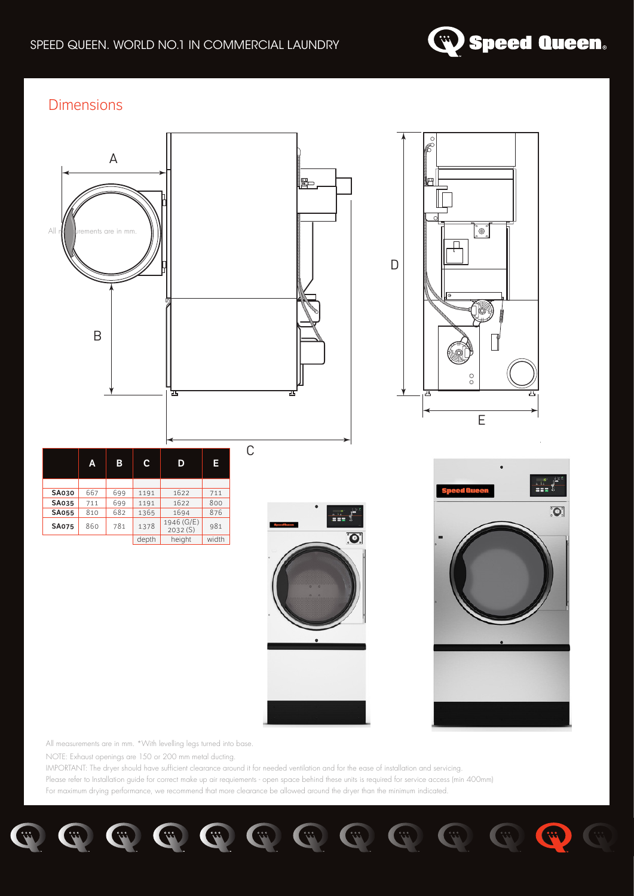## Dimensions

|  | A | B | C | D | E |
|---|---|---|---|---|---|
| **SA030** | 667 | 699 | 1191 | 1622 | 711 |
| **SA035** | 711 | 699 | 1191 | 1622 | 800 |
| **SA055** | 810 | 682 | 1365 | 1694 | 876 |
| **SA075** | 860 | 781 | 1378 | 1946 (G/E) 2032 (S) | 981 |
|  |  |  | depth | height | width |

All measurements are in mm. *With levelling legs turned into base.

NOTE: Exhaust openings are 150 or 200 mm metal ducting.

IMPORTANT: The dryer should have sufficient clearance around it for needed ventilation and for the ease of installation and servicing.

Please refer to Installation guide for correct make up air requiements - open space behind these units is required for service access (min 400mm)

For maximum drying performance, we recommend that more clearance be allowed around the dryer than the minimum indicated.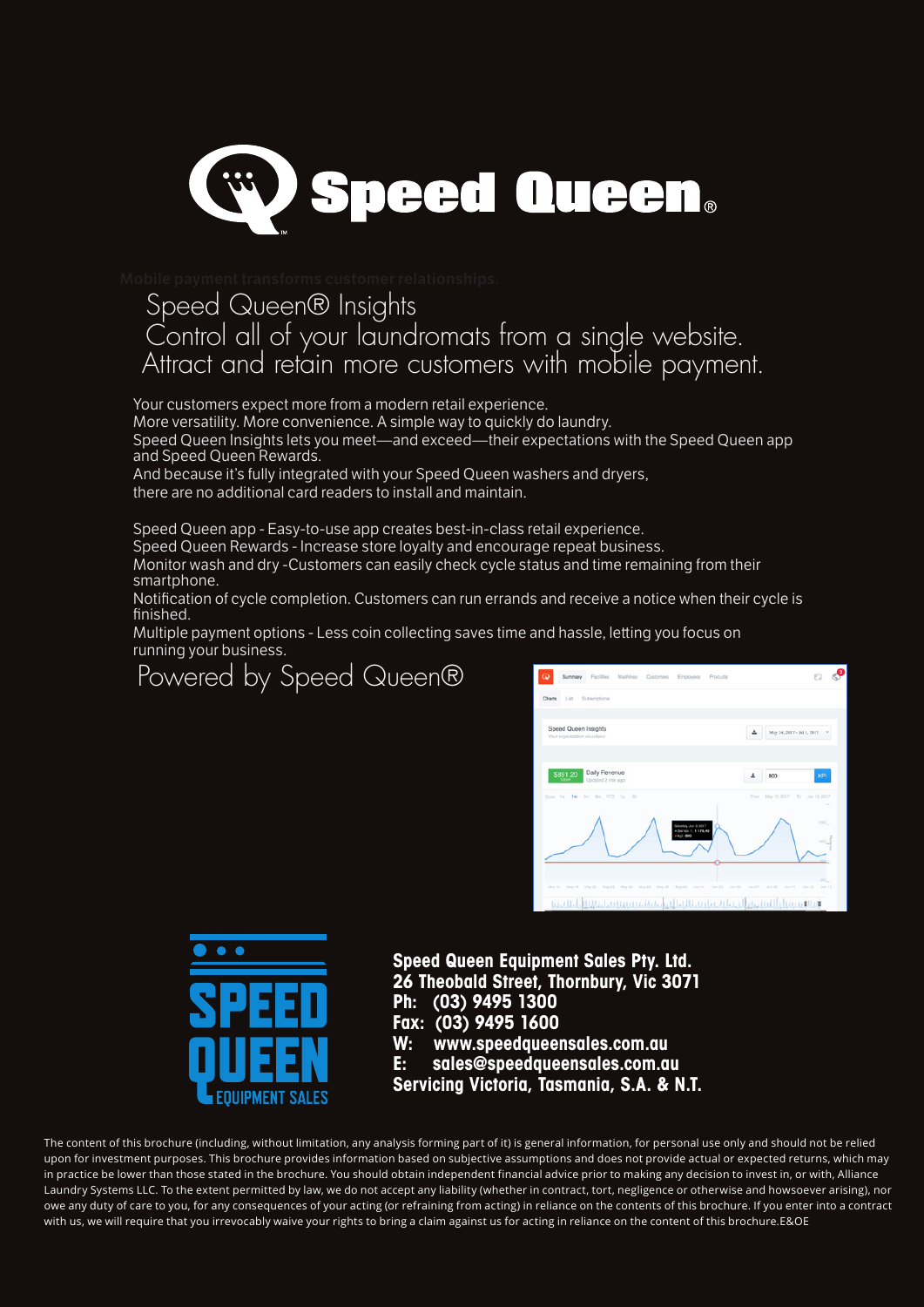# Speed Queen®

Mobile payment transforms customer relationships.

## Speed Queen® Insights

## Control all of your laundromats from a single website.

## Attract and retain more customers with mobile payment.

Your customers expect more from a modern retail experience.
More versatility. More convenience. A simple way to quickly do laundry.
Speed Queen Insights lets you meet—and exceed—their expectations with the Speed Queen app and Speed Queen Rewards.
And because it's fully integrated with your Speed Queen washers and dryers, there are no additional card readers to install and maintain.

Speed Queen app - Easy-to-use app creates best-in-class retail experience.
Speed Queen Rewards - Increase store loyalty and encourage repeat business.
Monitor wash and dry -Customers can easily check cycle status and time remaining from their smartphone.
Notification of cycle completion. Customers can run errands and receive a notice when their cycle is finished.
Multiple payment options - Less coin collecting saves time and hassle, letting you focus on running your business.

## Powered by Speed Queen®

Summary Facilities Machines Customers Employees Products
Charts List Subscriptions
Speed Queen Insights
$861.20 Daily Revenue

SPEED QUEEN EQUIPMENT SALES

**Speed Queen Equipment Sales Pty. Ltd.**
**26 Theobald Street, Thornbury, Vic 3071**
**Ph: (03) 9495 1300**
**Fax: (03) 9495 1600**
**W: www.speedqueensales.com.au**
**E: sales@speedqueensales.com.au**
**Servicing Victoria, Tasmania, S.A. & N.T.**

The content of this brochure (including, without limitation, any analysis forming part of it) is general information, for personal use only and should not be relied upon for investment purposes. This brochure provides information based on subjective assumptions and does not provide actual or expected returns, which may in practice be lower than those stated in the brochure. You should obtain independent financial advice prior to making any decision to invest in, or with, Alliance Laundry Systems LLC. To the extent permitted by law, we do not accept any liability (whether in contract, tort, negligence or otherwise and howsoever arising), nor owe any duty of care to you, for any consequences of your acting (or refraining from acting) in reliance on the contents of this brochure. If you enter into a contract with us, we will require that you irrevocably waive your rights to bring a claim against us for acting in reliance on the content of this brochure.E&OE